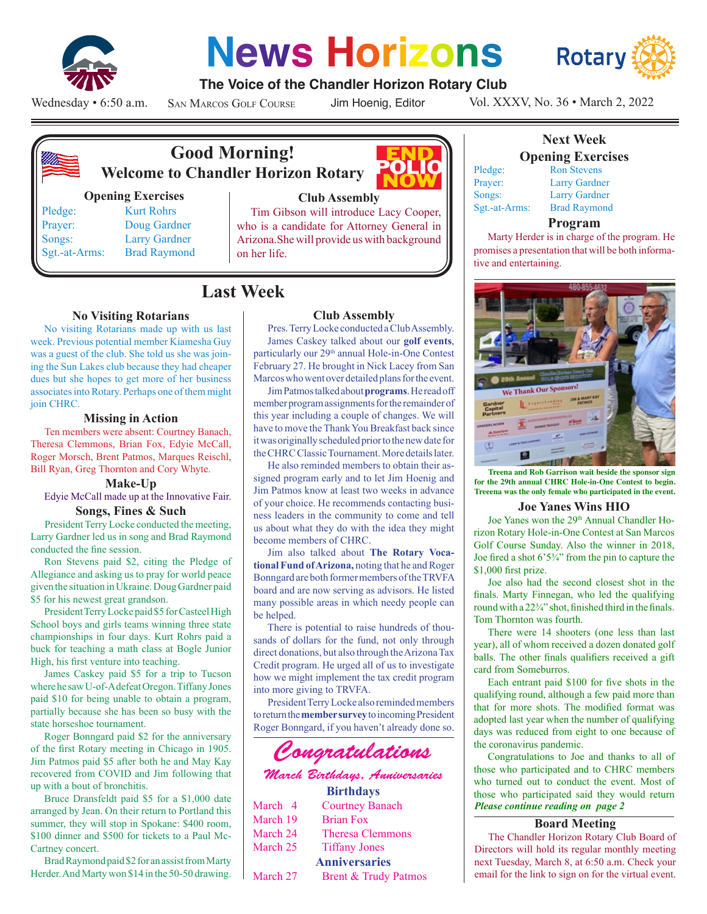# News Horizons

**The Voice of the Chandler Horizon Rotary Club**

Wednesday • 6:50 a.m. San Marcos Golf Course Jim Hoenig, Editor Vol. XXXV, No. 36 • March 2, 2022

## Good Morning!
### Welcome to Chandler Horizon Rotary

END POLIO NOW

**Opening Exercises**

| | |
|---|---|
| Pledge: | Kurt Rohrs |
| Prayer: | Doug Gardner |
| Songs: | Larry Gardner |
| Sgt.-at-Arms: | Brad Raymond |

**Club Assembly**

Tim Gibson will introduce Lacy Cooper, who is a candidate for Attorney General in Arizona.She will provide us with background on her life.

## Last Week

### No Visiting Rotarians

No visiting Rotarians made up with us last week. Previous potential member Kiamesha Guy was a guest of the club. She told us she was joining the Sun Lakes club because they had cheaper dues but she hopes to get more of her business associates into Rotary. Perhaps one of them might join CHRC.

### Missing in Action

Ten members were absent: Courtney Banach, Theresa Clemmons, Brian Fox, Edyie McCall, Roger Morsch, Brent Patmos, Marques Reischl, Bill Ryan, Greg Thornton and Cory Whyte.

### Make-Up

Edyie McCall made up at the Innovative Fair.

### Songs, Fines & Such

President Terry Locke conducted the meeting, Larry Gardner led us in song and Brad Raymond conducted the fine session.

Ron Stevens paid $2, citing the Pledge of Allegiance and asking us to pray for world peace given the situation in Ukraine. Doug Gardner paid $5 for his newest great grandson.

President Terry Locke paid $5 for Casteel High School boys and girls teams winning three state championships in four days. Kurt Rohrs paid a buck for teaching a math class at Bogle Junior High, his first venture into teaching.

James Caskey paid $5 for a trip to Tucson where he saw U-of-A defeat Oregon. Tiffany Jones paid $10 for being unable to obtain a program, partially because she has been so busy with the state horseshoe tournament.

Roger Bonngard paid $2 for the anniversary of the first Rotary meeting in Chicago in 1905. Jim Patmos paid $5 after both he and May Kay recovered from COVID and Jim following that up with a bout of bronchitis.

Bruce Dransfeldt paid $5 for a $1,000 date arranged by Jean. On their return to Portland this summer, they will stop in Spokane: $400 room, $100 dinner and $500 for tickets to a Paul McCartney concert.

Brad Raymond paid $2 for an assist from Marty Herder. And Marty won $14 in the 50-50 drawing.

### Club Assembly

Pres. Terry Locke conducted a Club Assembly.

James Caskey talked about our **golf events**, particularly our 29th annual Hole-in-One Contest February 27. He brought in Nick Lacey from San Marcos who went over detailed plans for the event.

Jim Patmos talked about **programs**. He read off member program assignments for the remainder of this year including a couple of changes. We will have to move the Thank You Breakfast back since it was originally scheduled prior to the new date for the CHRC Classic Tournament. More details later.

He also reminded members to obtain their assigned program early and to let Jim Hoenig and Jim Patmos know at least two weeks in advance of your choice. He recommends contacting business leaders in the community to come and tell us about what they do with the idea they might become members of CHRC.

Jim also talked about **The Rotary Vocational Fund of Arizona,** noting that he and Roger Bonngard are both former members of the TRVFA board and are now serving as advisors. He listed many possible areas in which needy people can be helped.

There is potential to raise hundreds of thousands of dollars for the fund, not only through direct donations, but also through the Arizona Tax Credit program. He urged all of us to investigate how we might implement the tax credit program into more giving to TRVFA.

President Terry Locke also reminded members to return the **member survey** to incoming President Roger Bonngard, if you haven't already done so.

### *Congratulations*

*March Birthdays, Anniversaries*

**Birthdays**

| | |
|---|---|
| March 4 | Courtney Banach |
| March 19 | Brian Fox |
| March 24 | Theresa Clemmons |
| March 25 | Tiffany Jones |

**Anniversaries**

| | |
|---|---|
| March 27 | Brent & Trudy Patmos |

## Next Week

### Opening Exercises

| | |
|---|---|
| Pledge: | Ron Stevens |
| Prayer: | Larry Gardner |
| Songs: | Larry Gardner |
| Sgt.-at-Arms: | Brad Raymond |

### Program

Marty Herder is in charge of the program. He promises a presentation that will be both informative and entertaining.

**Treena and Rob Garrison wait beside the sponsor sign for the 29th annual CHRC Hole-in-One Contest to begin. Treena was the only female who participated in the event.**

### Joe Yanes Wins HIO

Joe Yanes won the 29th Annual Chandler Horizon Rotary Hole-in-One Contest at San Marcos Golf Course Sunday. Also the winner in 2018, Joe fired a shot 6'5¾" from the pin to capture the $1,000 first prize.

Joe also had the second closest shot in the finals. Marty Finnegan, who led the qualifying round with a 22¾" shot, finished third in the finals. Tom Thornton was fourth.

There were 14 shooters (one less than last year), all of whom received a dozen donated golf balls. The other finals qualifiers received a gift card from Someburros.

Each entrant paid $100 for five shots in the qualifying round, although a few paid more than that for more shots. The modified format was adopted last year when the number of qualifying days was reduced from eight to one because of the coronavirus pandemic.

Congratulations to Joe and thanks to all of those who participated and to CHRC members who turned out to conduct the event. Most of those who participated said they would return

***Please continue reading on page 2***

### Board Meeting

The Chandler Horizon Rotary Club Board of Directors will hold its regular monthly meeting next Tuesday, March 8, at 6:50 a.m. Check your email for the link to sign on for the virtual event.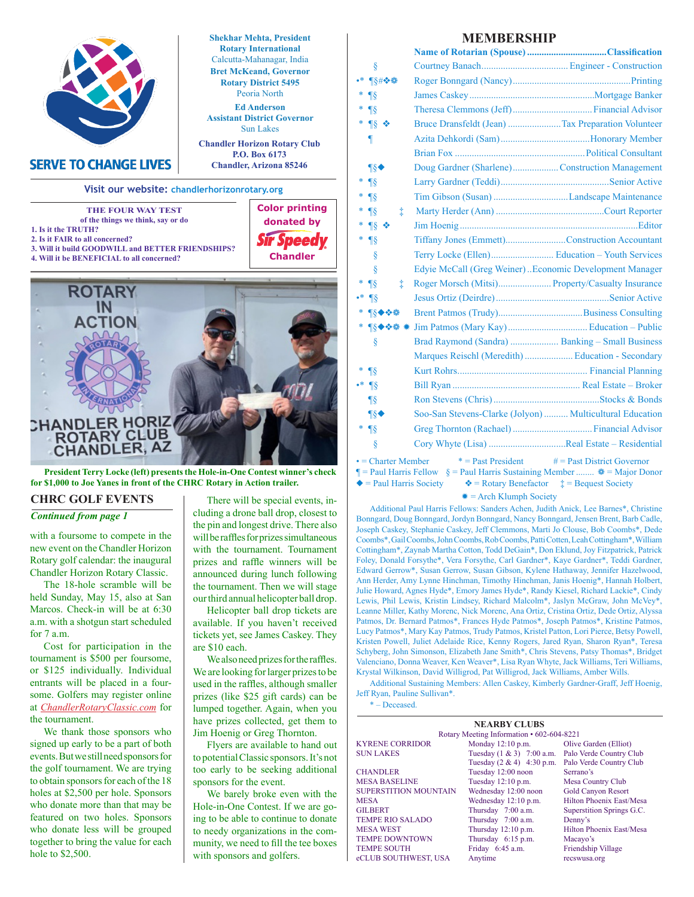SERVE TO CHANGE LIVES

**Shekhar Mehta, President**
**Rotary International**
Calcutta-Mahanagar, India
**Bret McKeand, Governor**
**Rotary District 5495**
Peoria North
**Ed Anderson**
**Assistant District Governor**
Sun Lakes
**Chandler Horizon Rotary Club**
**P.O. Box 6173**
**Chandler, Arizona 85246**

Visit our website: chandlerhorizonrotary.org

**THE FOUR WAY TEST**
**of the things we think, say or do**

1. **Is it the TRUTH?**
2. **Is it FAIR to all concerned?**
3. **Will it build GOODWILL and BETTER FRIENDSHIPS?**
4. **Will it be BENEFICIAL to all concerned?**

**Color printing donated by Sir Speedy Chandler**

**President Terry Locke (left) presents the Hole-in-One Contest winner's check for $1,000 to Joe Yanes in front of the CHRC Rotary in Action trailer.**

## CHRC GOLF EVENTS

***Continued from page 1***

with a foursome to compete in the new event on the Chandler Horizon Rotary golf calendar: the inaugural Chandler Horizon Rotary Classic.

The 18-hole scramble will be held Sunday, May 15, also at San Marcos. Check-in will be at 6:30 a.m. with a shotgun start scheduled for 7 a.m.

Cost for participation in the tournament is $500 per foursome, or $125 individually. Individual entrants will be placed in a foursome. Golfers may register online at *ChandlerRotaryClassic.com* for the tournament.

We thank those sponsors who signed up early to be a part of both events. But we still need sponsors for the golf tournament. We are trying to obtain sponsors for each of the 18 holes at $2,500 per hole. Sponsors who donate more than that may be featured on two holes. Sponsors who donate less will be grouped together to bring the value for each hole to $2,500.

There will be special events, including a drone ball drop, closest to the pin and longest drive. There also will be raffles for prizes simultaneous with the tournament. Tournament prizes and raffle winners will be announced during lunch following the tournament. Then we will stage our third annual helicopter ball drop.

Helicopter ball drop tickets are available. If you haven't received tickets yet, see James Caskey. They are $10 each.

We also need prizes for the raffles. We are looking for larger prizes to be used in the raffles, although smaller prizes (like $25 gift cards) can be lumped together. Again, when you have prizes collected, get them to Jim Hoenig or Greg Thornton.

Flyers are available to hand out to potential Classic sponsors. It's not too early to be seeking additional sponsors for the event.

We barely broke even with the Hole-in-One Contest. If we are going to be able to continue to donate to needy organizations in the community, we need to fill the tee boxes with sponsors and golfers.

## MEMBERSHIP

| | Name of Rotarian (Spouse) | Classification |
|---|---|---|
| § | Courtney Banach | Engineer - Construction |
| •* ¶§#❖✵ | Roger Bonngard (Nancy) | Printing |
| * ¶§ | James Caskey | Mortgage Banker |
| * ¶§ | Theresa Clemmons (Jeff) | Financial Advisor |
| * ¶§ ❖ | Bruce Dransfeldt (Jean) | Tax Preparation Volunteer |
| ¶ | Azita Dehkordi (Sam) | Honorary Member |
| | Brian Fox | Political Consultant |
| ¶§◆ | Doug Gardner (Sharlene) | Construction Management |
| * ¶§ | Larry Gardner (Teddi) | Senior Active |
| * ¶§ | Tim Gibson (Susan) | Landscape Maintenance |
| * ¶§ ‡ | Marty Herder (Ann) | Court Reporter |
| * ¶§ ❖ | Jim Hoenig | Editor |
| * ¶§ | Tiffany Jones (Emmett) | Construction Accountant |
| § | Terry Locke (Ellen) | Education – Youth Services |
| § | Edyie McCall (Greg Weiner) | Economic Development Manager |
| * ¶§ ‡ | Roger Morsch (Mitsi) | Property/Casualty Insurance |
| •* ¶§ | Jesus Ortiz (Deirdre) | Senior Active |
| * ¶§◆❖✵ | Brent Patmos (Trudy) | Business Consulting |
| * ¶§◆❖✵ ✹ | Jim Patmos (Mary Kay) | Education – Public |
| § | Brad Raymond (Sandra) | Banking – Small Business |
| | Marques Reischl (Meredith) | Education - Secondary |
| * ¶§ | Kurt Rohrs | Financial Planning |
| •* ¶§ | Bill Ryan | Real Estate – Broker |
| ¶§ | Ron Stevens (Chris) | Stocks & Bonds |
| ¶§◆ | Soo-San Stevens-Clarke (Jolyon) | Multicultural Education |
| * ¶§ | Greg Thornton (Rachael) | Financial Advisor |
| § | Cory Whyte (Lisa) | Real Estate – Residential |

• = Charter Member * = Past President # = Past District Governor
¶ = Paul Harris Fellow § = Paul Harris Sustaining Member ✵ = Major Donor
◆ = Paul Harris Society ❖ = Rotary Benefactor ‡ = Bequest Society
✹ = Arch Klumph Society

Additional Paul Harris Fellows: Sanders Achen, Judith Anick, Lee Barnes*, Christine Bonngard, Doug Bonngard, Jordyn Bonngard, Nancy Bonngard, Jensen Brent, Barb Cadle, Joseph Caskey, Stephanie Caskey, Jeff Clemmons, Marti Jo Clouse, Bob Coombs*, Dede Coombs*, Gail Coombs, John Coombs, Rob Coombs, Patti Cotten, Leah Cottingham*, William Cottingham*, Zaynab Martha Cotton, Todd DeGain*, Don Eklund, Joy Fitzpatrick, Patrick Foley, Donald Forsythe*, Vera Forsythe, Carl Gardner*, Kaye Gardner*, Teddi Gardner, Edward Gerrow*, Susan Gerrow, Susan Gibson, Kylene Hathaway, Jennifer Hazelwood, Ann Herder, Amy Lynne Hinchman, Timothy Hinchman, Janis Hoenig*, Hannah Holbert, Julie Howard, Agnes Hyde*, Emory James Hyde*, Randy Kiesel, Richard Lackie*, Cindy Lewis, Phil Lewis, Kristin Lindsey, Richard Malcolm*, Jaslyn McGraw, John McVey*, Leanne Miller, Kathy Morenc, Nick Morenc, Ana Ortiz, Cristina Ortiz, Dede Ortiz, Alyssa Patmos, Dr. Bernard Patmos*, Frances Hyde Patmos*, Joseph Patmos*, Kristine Patmos, Lucy Patmos*, Mary Kay Patmos, Trudy Patmos, Kristel Patton, Lori Pierce, Betsy Powell, Kristen Powell, Juliet Adelaide Rice, Kenny Rogers, Jared Ryan, Sharon Ryan*, Teresa Schyberg, John Simonson, Elizabeth Jane Smith*, Chris Stevens, Patsy Thomas*, Bridget Valenciano, Donna Weaver, Ken Weaver*, Lisa Ryan Whyte, Jack Williams, Teri Williams, Krystal Wilkinson, David Willigrod, Pat Willigrod, Jack Williams, Amber Wills.

Additional Sustaining Members: Allen Caskey, Kimberly Gardner-Graff, Jeff Hoenig, Jeff Ryan, Pauline Sullivan*.

\* – Deceased.

## NEARBY CLUBS

Rotary Meeting Information • 602-604-8221

| | | |
|---|---|---|
| KYRENE CORRIDOR | Monday 12:10 p.m. | Olive Garden (Elliot) |
| SUN LAKES | Tuesday (1 & 3) 7:00 a.m. | Palo Verde Country Club |
| | Tuesday (2 & 4) 4:30 p.m. | Palo Verde Country Club |
| CHANDLER | Tuesday 12:00 noon | Serrano's |
| MESA BASELINE | Tuesday 12:10 p.m. | Mesa Country Club |
| SUPERSTITION MOUNTAIN | Wednesday 12:00 noon | Gold Canyon Resort |
| MESA | Wednesday 12:10 p.m. | Hilton Phoenix East/Mesa |
| GILBERT | Thursday 7:00 a.m. | Superstition Springs G.C. |
| TEMPE RIO SALADO | Thursday 7:00 a.m. | Denny's |
| MESA WEST | Thursday 12:10 p.m. | Hilton Phoenix East/Mesa |
| TEMPE DOWNTOWN | Thursday 6:15 p.m. | Macayo's |
| TEMPE SOUTH | Friday 6:45 a.m. | Friendship Village |
| eCLUB SOUTHWEST, USA | Anytime | recswusa.org |